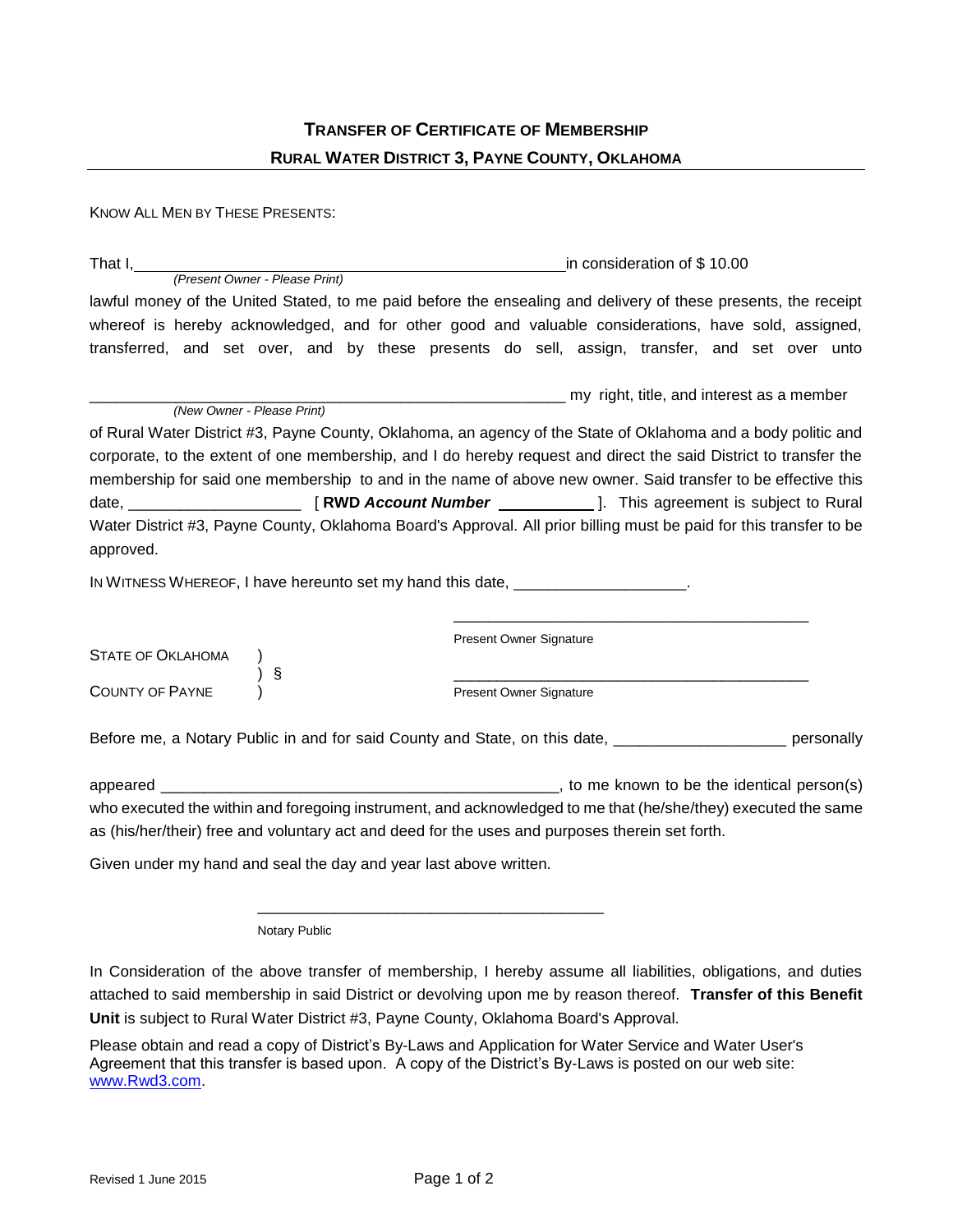# TRANSFER OF CERTIFICATE OF MEMBERSHIP

## RURAL WATER DISTRICT 3, PAYNE COUNTY, OKLAHOMA

KNOW ALL MEN BY THESE PRESENTS:

That I, ________________________________________________ in consideration of $ 10.00
*(Present Owner - Please Print)*

lawful money of the United Stated, to me paid before the ensealing and delivery of these presents, the receipt whereof is hereby acknowledged, and for other good and valuable considerations, have sold, assigned, transferred, and set over, and by these presents do sell, assign, transfer, and set over unto

______________________________________________________ my right, title, and interest as a member
*(New Owner - Please Print)*

of Rural Water District #3, Payne County, Oklahoma, an agency of the State of Oklahoma and a body politic and corporate, to the extent of one membership, and I do hereby request and direct the said District to transfer the membership for said one membership to and in the name of above new owner. Said transfer to be effective this date, ___________________ [ **RWD *Account Number*** __________ ]. This agreement is subject to Rural Water District #3, Payne County, Oklahoma Board's Approval. All prior billing must be paid for this transfer to be approved.

IN WITNESS WHEREOF, I have hereunto set my hand this date, ___________________.

________________________________________
Present Owner Signature

STATE OF OKLAHOMA )
) §
COUNTY OF PAYNE )

________________________________________
Present Owner Signature

Before me, a Notary Public in and for said County and State, on this date, ___________________ personally

appeared ______________________________________________, to me known to be the identical person(s) who executed the within and foregoing instrument, and acknowledged to me that (he/she/they) executed the same as (his/her/their) free and voluntary act and deed for the uses and purposes therein set forth.

Given under my hand and seal the day and year last above written.

________________________________________
Notary Public

In Consideration of the above transfer of membership, I hereby assume all liabilities, obligations, and duties attached to said membership in said District or devolving upon me by reason thereof. **Transfer of this Benefit Unit** is subject to Rural Water District #3, Payne County, Oklahoma Board's Approval.

Please obtain and read a copy of District's By-Laws and Application for Water Service and Water User's Agreement that this transfer is based upon. A copy of the District's By-Laws is posted on our web site: www.Rwd3.com.

Revised 1 June 2015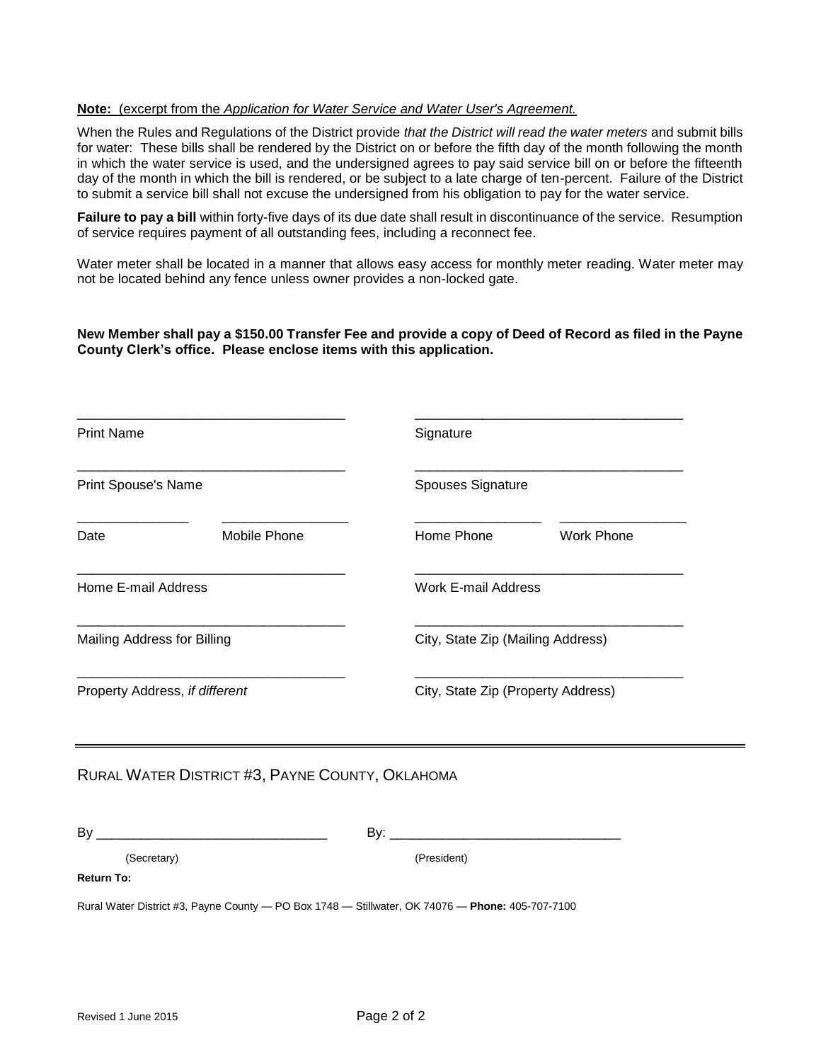**Note:** (excerpt from the *Application for Water Service and Water User's Agreement.*

When the Rules and Regulations of the District provide *that the District will read the water meters* and submit bills for water: These bills shall be rendered by the District on or before the fifth day of the month following the month in which the water service is used, and the undersigned agrees to pay said service bill on or before the fifteenth day of the month in which the bill is rendered, or be subject to a late charge of ten-percent. Failure of the District to submit a service bill shall not excuse the undersigned from his obligation to pay for the water service.

**Failure to pay a bill** within forty-five days of its due date shall result in discontinuance of the service. Resumption of service requires payment of all outstanding fees, including a reconnect fee.

Water meter shall be located in a manner that allows easy access for monthly meter reading. Water meter may not be located behind any fence unless owner provides a non-locked gate.

**New Member shall pay a $150.00 Transfer Fee and provide a copy of Deed of Record as filed in the Payne County Clerk's office. Please enclose items with this application.**

\_\_\_\_\_\_\_\_\_\_\_\_\_\_\_\_\_\_\_\_\_\_\_\_\_\_\_\_\_\_\_\_\_\_\_\_ \_\_\_\_\_\_\_\_\_\_\_\_\_\_\_\_\_\_\_\_\_\_\_\_\_\_\_\_\_\_\_\_\_\_\_\_
Print Name Signature

\_\_\_\_\_\_\_\_\_\_\_\_\_\_\_\_\_\_\_\_\_\_\_\_\_\_\_\_\_\_\_\_\_\_\_\_ \_\_\_\_\_\_\_\_\_\_\_\_\_\_\_\_\_\_\_\_\_\_\_\_\_\_\_\_\_\_\_\_\_\_\_\_
Print Spouse's Name Spouses Signature

\_\_\_\_\_\_\_\_\_\_\_\_\_\_\_ \_\_\_\_\_\_\_\_\_\_\_\_\_\_\_\_\_ \_\_\_\_\_\_\_\_\_\_\_\_\_\_\_\_\_ \_\_\_\_\_\_\_\_\_\_\_\_\_\_\_\_\_
Date Mobile Phone Home Phone Work Phone

\_\_\_\_\_\_\_\_\_\_\_\_\_\_\_\_\_\_\_\_\_\_\_\_\_\_\_\_\_\_\_\_\_\_\_\_ \_\_\_\_\_\_\_\_\_\_\_\_\_\_\_\_\_\_\_\_\_\_\_\_\_\_\_\_\_\_\_\_\_\_\_\_
Home E-mail Address Work E-mail Address

\_\_\_\_\_\_\_\_\_\_\_\_\_\_\_\_\_\_\_\_\_\_\_\_\_\_\_\_\_\_\_\_\_\_\_\_ \_\_\_\_\_\_\_\_\_\_\_\_\_\_\_\_\_\_\_\_\_\_\_\_\_\_\_\_\_\_\_\_\_\_\_\_
Mailing Address for Billing City, State Zip (Mailing Address)

\_\_\_\_\_\_\_\_\_\_\_\_\_\_\_\_\_\_\_\_\_\_\_\_\_\_\_\_\_\_\_\_\_\_\_\_ \_\_\_\_\_\_\_\_\_\_\_\_\_\_\_\_\_\_\_\_\_\_\_\_\_\_\_\_\_\_\_\_\_\_\_\_
Property Address, *if different* City, State Zip (Property Address)

---

RURAL WATER DISTRICT #3, PAYNE COUNTY, OKLAHOMA

By \_\_\_\_\_\_\_\_\_\_\_\_\_\_\_\_\_\_\_\_\_\_\_\_\_\_\_\_\_\_\_ By: \_\_\_\_\_\_\_\_\_\_\_\_\_\_\_\_\_\_\_\_\_\_\_\_\_\_\_\_\_\_\_
(Secretary) (President)

**Return To:**

Rural Water District #3, Payne County — PO Box 1748 — Stillwater, OK 74076 — **Phone:** 405-707-7100

Revised 1 June 2015